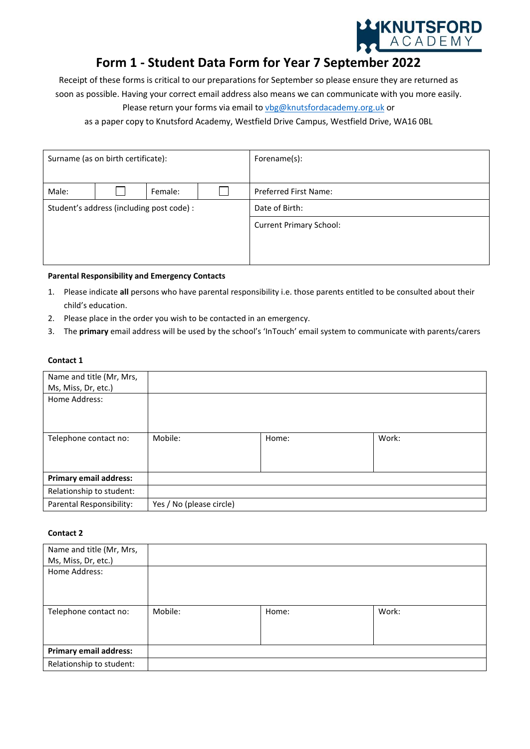# Form 1 - Student Data Form for Year 7 September 2022

Receipt of these forms is critical to our preparations for September so please ensure they are returned as soon as possible. Having your correct email address also means we can communicate with you more easily. Please return your forms via email to vbg@knutsfordacademy.org.uk or as a paper copy to Knutsford Academy, Westfield Drive Campus, Westfield Drive, WA16 0BL

| Surname (as on birth certificate): | | | | Forename(s): |
|---|---|---|---|---|
| Male: | ☐ | Female: | ☐ | Preferred First Name: |
| Student's address (including post code) : | | | | Date of Birth: |
| | | | | Current Primary School: |

**Parental Responsibility and Emergency Contacts**

1. Please indicate **all** persons who have parental responsibility i.e. those parents entitled to be consulted about their child's education.
2. Please place in the order you wish to be contacted in an emergency.
3. The **primary** email address will be used by the school's 'InTouch' email system to communicate with parents/carers

**Contact 1**

| Name and title (Mr, Mrs, Ms, Miss, Dr, etc.) | | | |
|---|---|---|---|
| Home Address: | | | |
| Telephone contact no: | Mobile: | Home: | Work: |
| **Primary email address:** | | | |
| Relationship to student: | | | |
| Parental Responsibility: | Yes / No (please circle) | | |

**Contact 2**

| Name and title (Mr, Mrs, Ms, Miss, Dr, etc.) | | | |
|---|---|---|---|
| Home Address: | | | |
| Telephone contact no: | Mobile: | Home: | Work: |
| **Primary email address:** | | | |
| Relationship to student: | | | |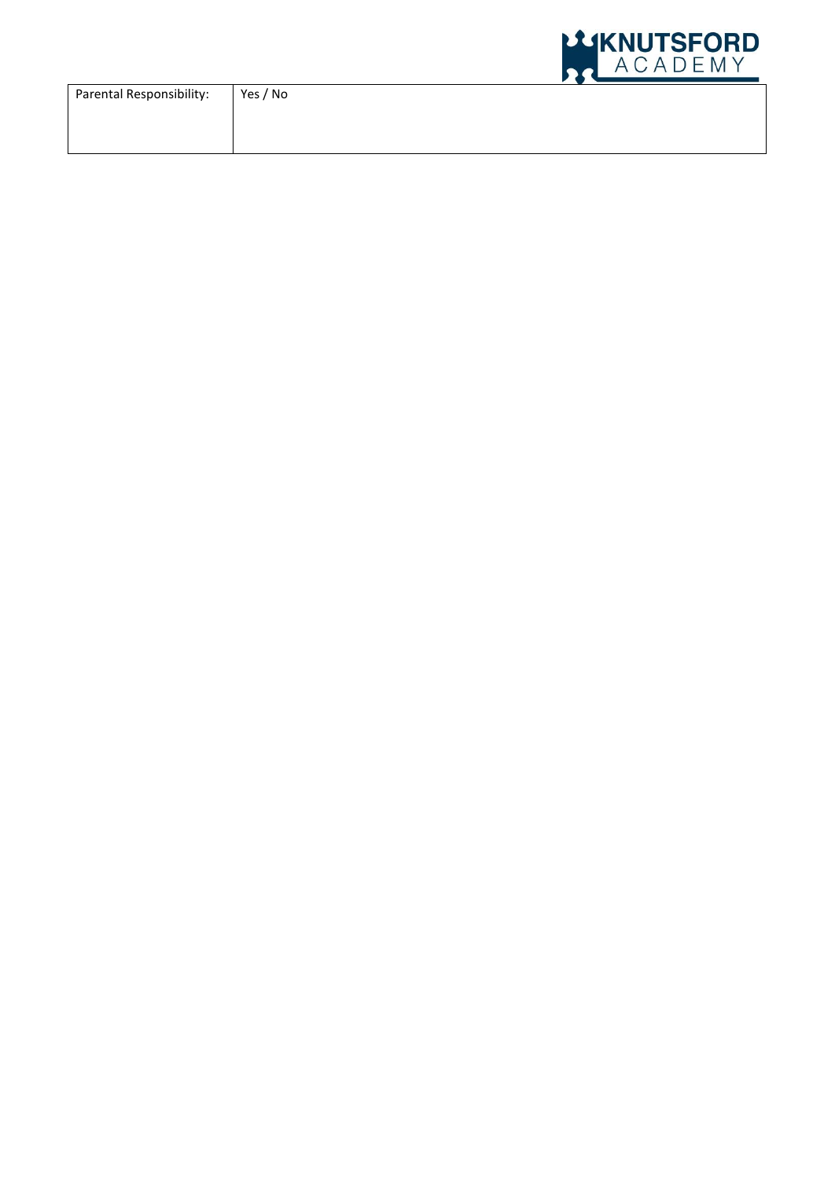| Parental Responsibility: | Yes / No |
| --- | --- |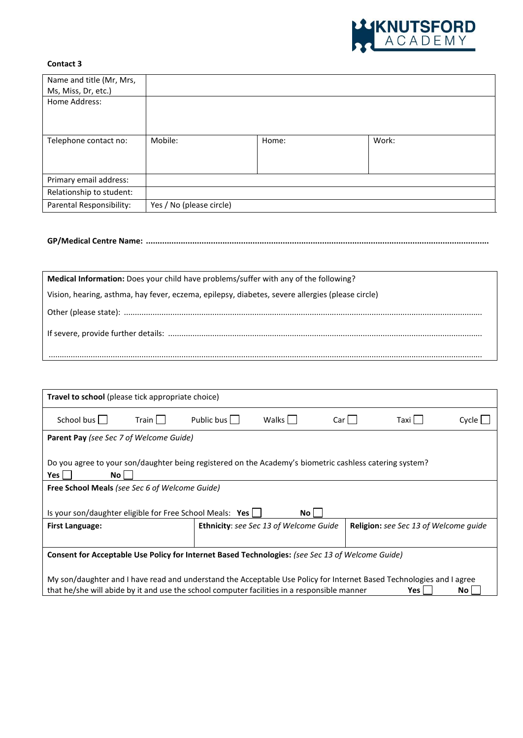**Contact 3**

| Name and title (Mr, Mrs, Ms, Miss, Dr, etc.) | | | |
|---|---|---|---|
| Home Address: | | | |
| Telephone contact no: | Mobile: | Home: | Work: |
| Primary email address: | | | |
| Relationship to student: | | | |
| Parental Responsibility: | Yes / No (please circle) | | |

**GP/Medical Centre Name: ..................................................................................................................................................**

| **Medical Information:** Does your child have problems/suffer with any of the following? |
|---|
| Vision, hearing, asthma, hay fever, eczema, epilepsy, diabetes, severe allergies (please circle) |
| Other (please state): .............................................................................................................................................................. |
| If severe, provide further details: ........................................................................................................................................... |
| ................................................................................................................................................................................................. |

| **Travel to school** (please tick appropriate choice) | | |
|---|---|---|
| School bus ☐ Train ☐ Public bus ☐ Walks ☐ Car ☐ Taxi ☐ Cycle ☐ | | |
| **Parent Pay** *(see Sec 7 of Welcome Guide)*<br><br>Do you agree to your son/daughter being registered on the Academy's biometric cashless catering system?<br>**Yes** ☐ **No** ☐ | | |
| **Free School Meals** *(see Sec 6 of Welcome Guide)*<br><br>Is your son/daughter eligible for Free School Meals: **Yes** ☐ **No** ☐ | | |
| **First Language:** | **Ethnicity**: *see Sec 13 of Welcome Guide* | **Religion:** *see Sec 13 of Welcome guide* |
| **Consent for Acceptable Use Policy for Internet Based Technologies:** *(see Sec 13 of Welcome Guide)*<br><br>My son/daughter and I have read and understand the Acceptable Use Policy for Internet Based Technologies and I agree that he/she will abide by it and use the school computer facilities in a responsible manner **Yes** ☐ **No** ☐ | | |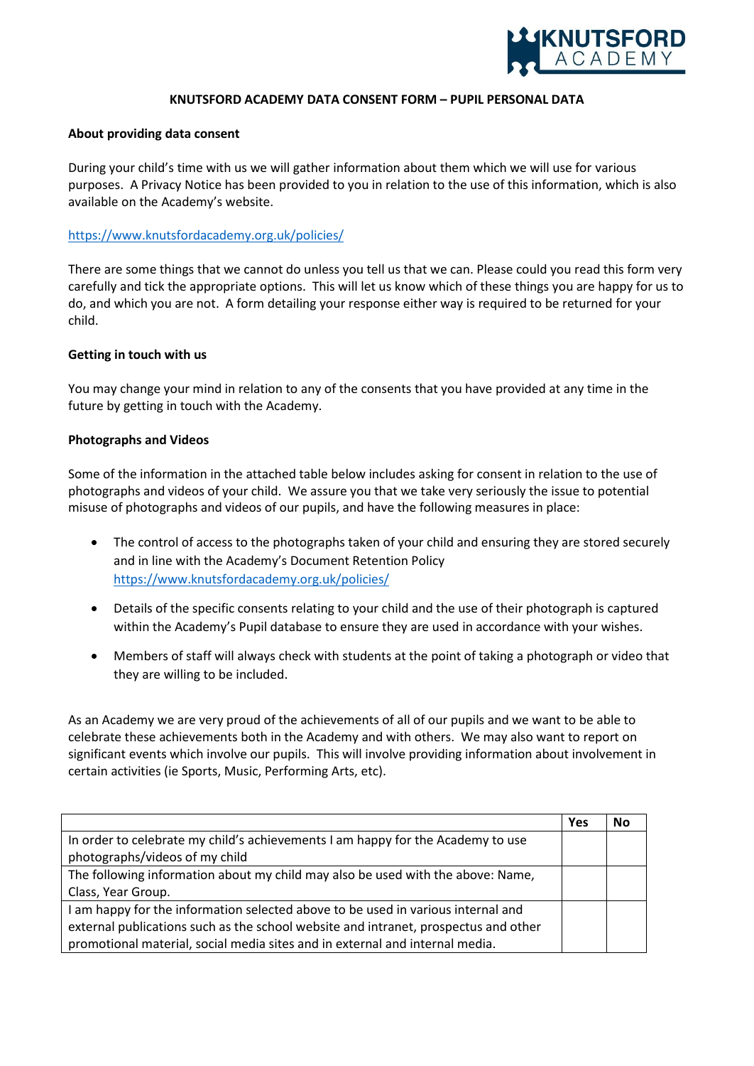**KNUTSFORD ACADEMY DATA CONSENT FORM – PUPIL PERSONAL DATA**

**About providing data consent**

During your child's time with us we will gather information about them which we will use for various purposes. A Privacy Notice has been provided to you in relation to the use of this information, which is also available on the Academy's website.

https://www.knutsfordacademy.org.uk/policies/

There are some things that we cannot do unless you tell us that we can. Please could you read this form very carefully and tick the appropriate options. This will let us know which of these things you are happy for us to do, and which you are not. A form detailing your response either way is required to be returned for your child.

**Getting in touch with us**

You may change your mind in relation to any of the consents that you have provided at any time in the future by getting in touch with the Academy.

**Photographs and Videos**

Some of the information in the attached table below includes asking for consent in relation to the use of photographs and videos of your child. We assure you that we take very seriously the issue to potential misuse of photographs and videos of our pupils, and have the following measures in place:

- The control of access to the photographs taken of your child and ensuring they are stored securely and in line with the Academy's Document Retention Policy https://www.knutsfordacademy.org.uk/policies/
- Details of the specific consents relating to your child and the use of their photograph is captured within the Academy's Pupil database to ensure they are used in accordance with your wishes.
- Members of staff will always check with students at the point of taking a photograph or video that they are willing to be included.

As an Academy we are very proud of the achievements of all of our pupils and we want to be able to celebrate these achievements both in the Academy and with others. We may also want to report on significant events which involve our pupils. This will involve providing information about involvement in certain activities (ie Sports, Music, Performing Arts, etc).

| | Yes | No |
|---|---|---|
| In order to celebrate my child's achievements I am happy for the Academy to use photographs/videos of my child | | |
| The following information about my child may also be used with the above: Name, Class, Year Group. | | |
| I am happy for the information selected above to be used in various internal and external publications such as the school website and intranet, prospectus and other promotional material, social media sites and in external and internal media. | | |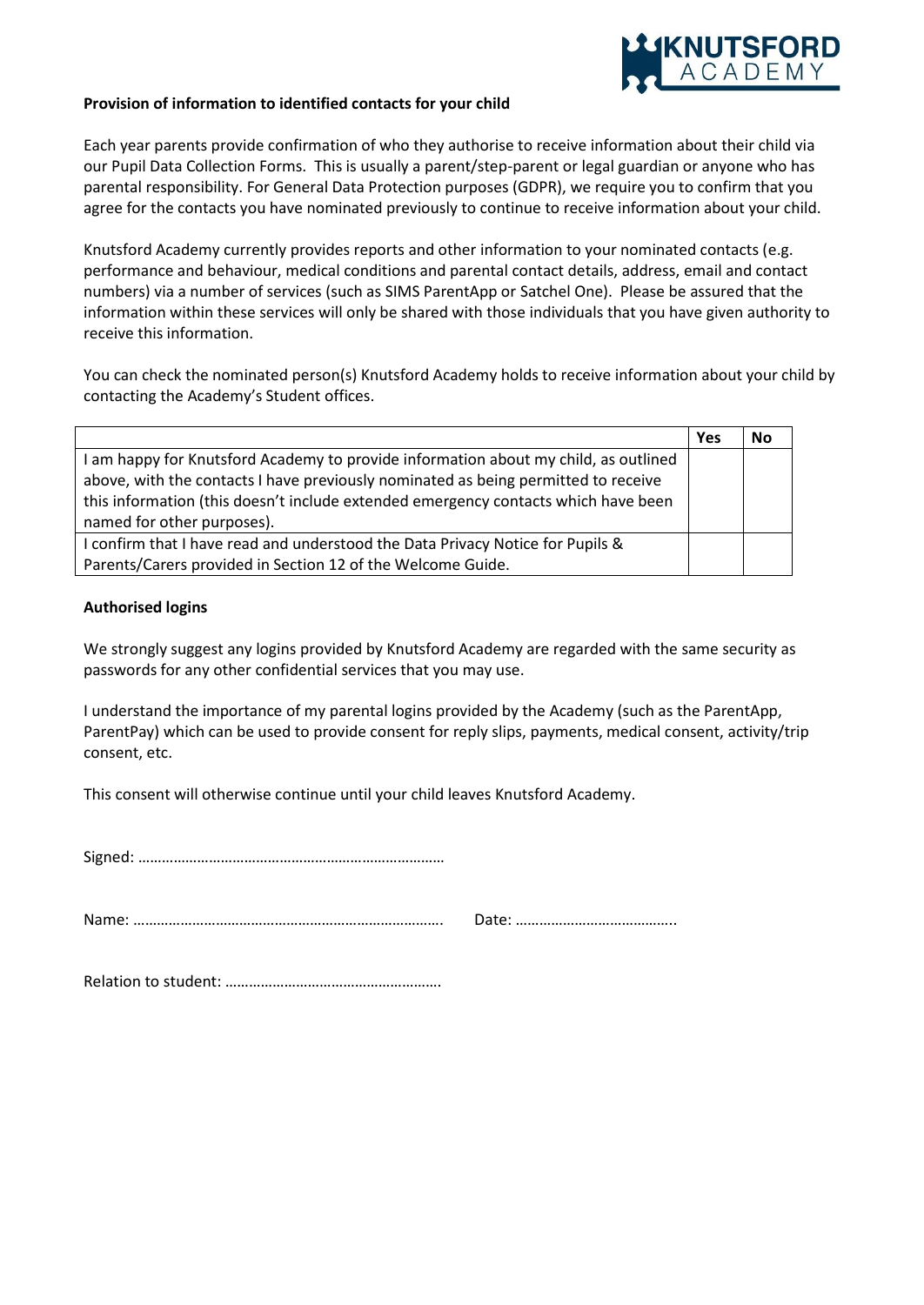**Provision of information to identified contacts for your child**

Each year parents provide confirmation of who they authorise to receive information about their child via our Pupil Data Collection Forms. This is usually a parent/step-parent or legal guardian or anyone who has parental responsibility. For General Data Protection purposes (GDPR), we require you to confirm that you agree for the contacts you have nominated previously to continue to receive information about your child.

Knutsford Academy currently provides reports and other information to your nominated contacts (e.g. performance and behaviour, medical conditions and parental contact details, address, email and contact numbers) via a number of services (such as SIMS ParentApp or Satchel One). Please be assured that the information within these services will only be shared with those individuals that you have given authority to receive this information.

You can check the nominated person(s) Knutsford Academy holds to receive information about your child by contacting the Academy's Student offices.

| | Yes | No |
|---|---|---|
| I am happy for Knutsford Academy to provide information about my child, as outlined above, with the contacts I have previously nominated as being permitted to receive this information (this doesn't include extended emergency contacts which have been named for other purposes). | | |
| I confirm that I have read and understood the Data Privacy Notice for Pupils & Parents/Carers provided in Section 12 of the Welcome Guide. | | |

**Authorised logins**

We strongly suggest any logins provided by Knutsford Academy are regarded with the same security as passwords for any other confidential services that you may use.

I understand the importance of my parental logins provided by the Academy (such as the ParentApp, ParentPay) which can be used to provide consent for reply slips, payments, medical consent, activity/trip consent, etc.

This consent will otherwise continue until your child leaves Knutsford Academy.

Signed: …………………………………………………………………

Name: …………………………………………………………………. Date: …………………………………..

Relation to student: ……………………………………………….